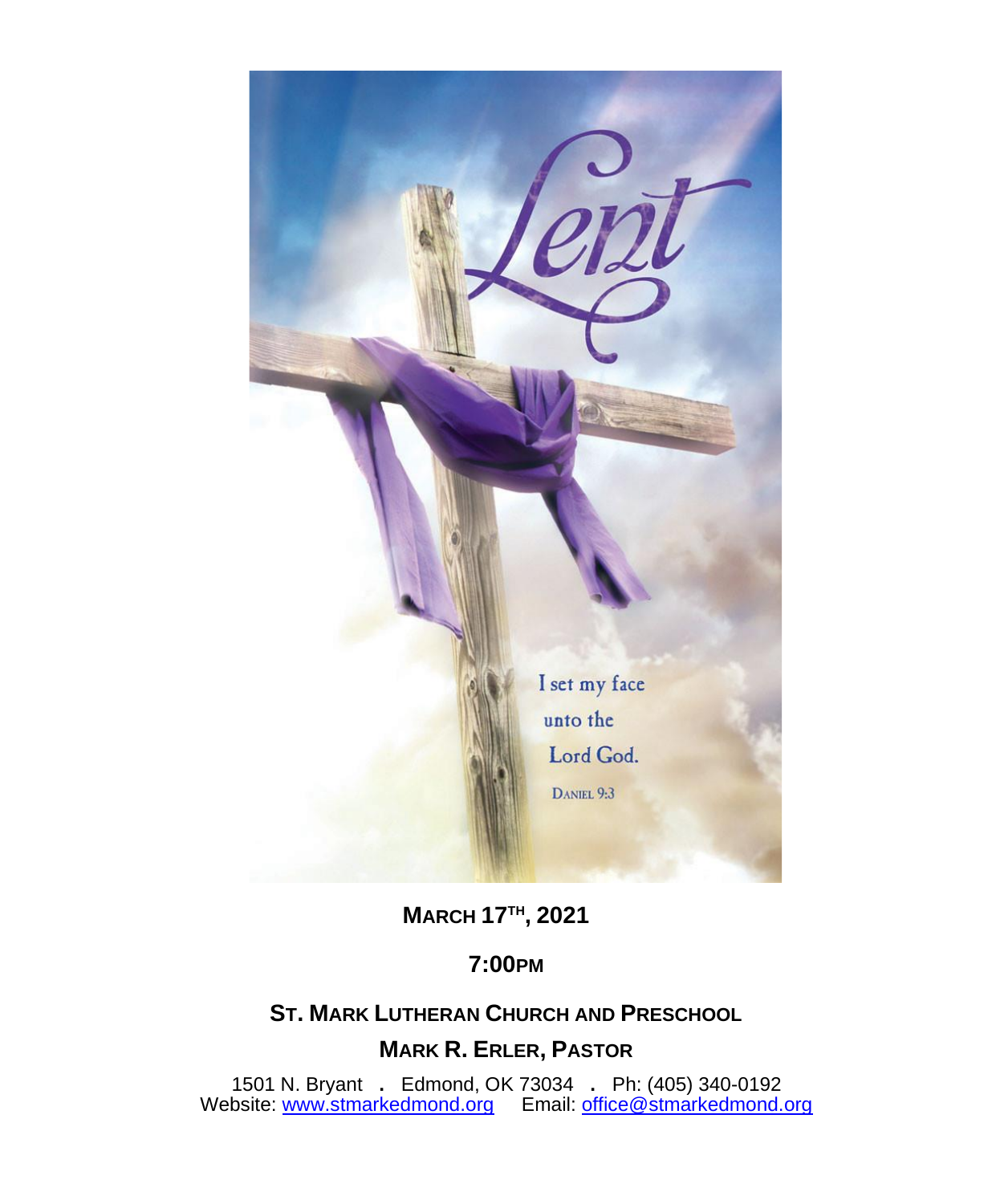Lent

I set my face unto the Lord God.

DANIEL 9:3

**MARCH 17TH, 2021**

**7:00PM**

**ST. MARK LUTHERAN CHURCH AND PRESCHOOL**

**MARK R. ERLER, PASTOR**

1501 N. Bryant . Edmond, OK 73034 . Ph: (405) 340-0192
Website: www.stmarkedmond.org Email: office@stmarkedmond.org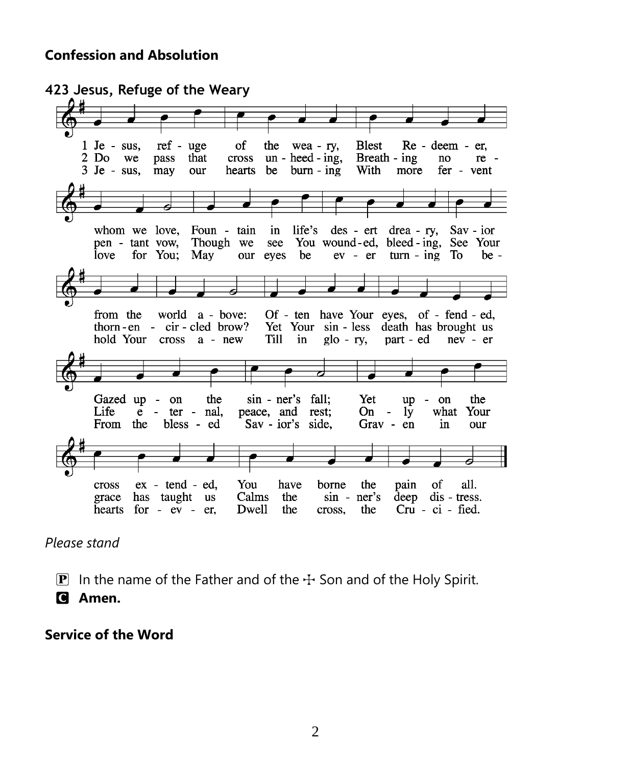## Confession and Absolution

**423 Jesus, Refuge of the Weary**

1 Jesus, refuge of the weary,
Blest Redeemer, whom we love,
Fountain in life's desert dreary,
Savior from the world above:
Often have Your eyes, offended,
Gazed upon the sinner's fall;
Yet upon the cross extended,
You have borne the pain of all.

2 Do we pass that cross unheeding,
Breathing no repentant vow,
Though we see You wounded, bleeding,
See Your thorn-encircled brow?
Yet Your sinless death has brought us
Life eternal, peace, and rest;
Only what Your grace has taught us
Calms the sinner's deep distress.

3 Jesus, may our hearts be burning
With more fervent love for You;
May our eyes be ever turning
To behold Your cross anew
Till in glory, parted never
From the blessed Savior's side,
Graven in our hearts forever,
Dwell the cross, the Crucified.

*Please stand*

P In the name of the Father and of the ☩ Son and of the Holy Spirit.

**C Amen.**

## Service of the Word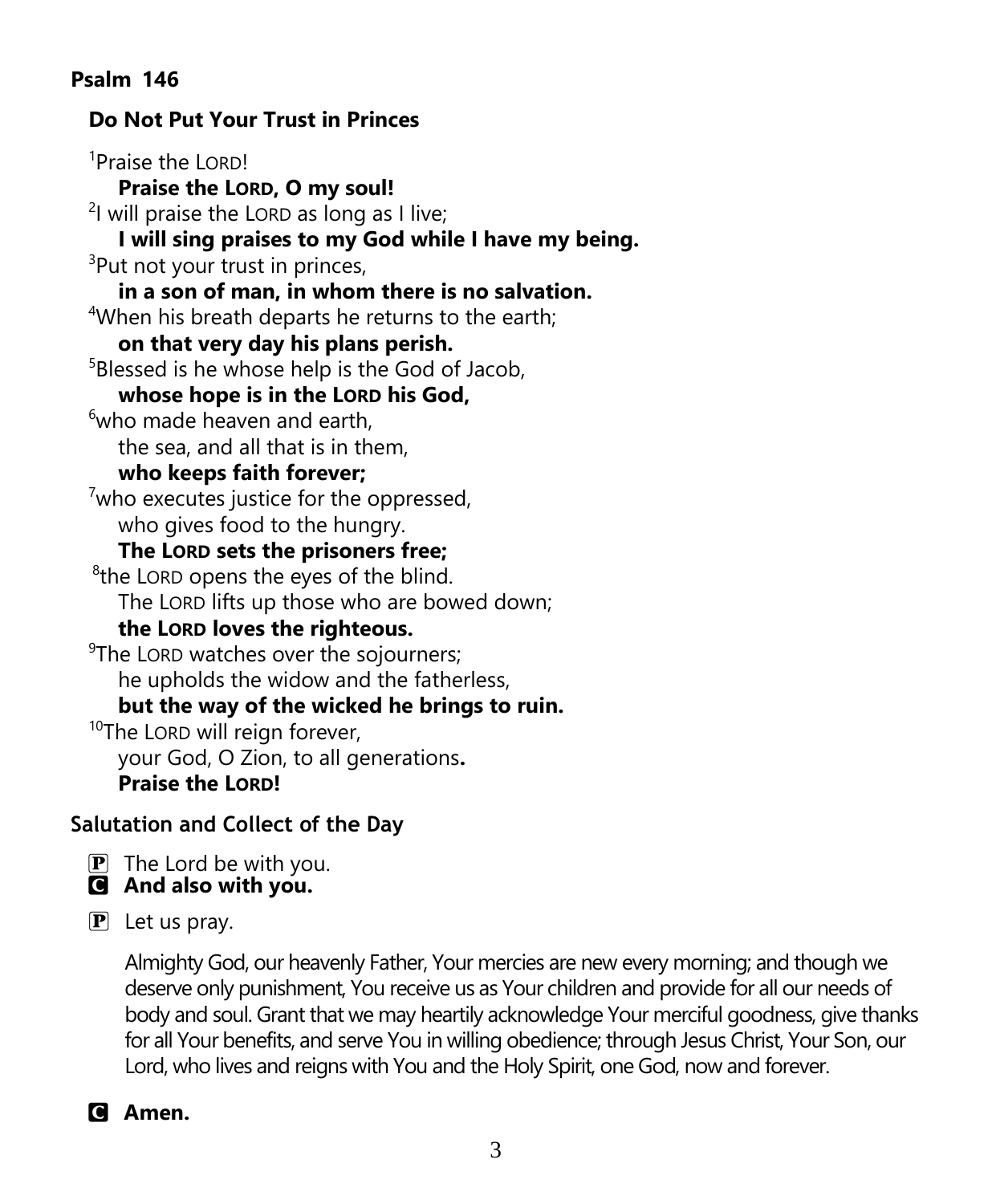## Psalm 146

### Do Not Put Your Trust in Princes

[1]Praise the LORD!
**Praise the LORD, O my soul!**
[2]I will praise the LORD as long as I live;
**I will sing praises to my God while I have my being.**
[3]Put not your trust in princes,
**in a son of man, in whom there is no salvation.**
[4]When his breath departs he returns to the earth;
**on that very day his plans perish.**
[5]Blessed is he whose help is the God of Jacob,
**whose hope is in the LORD his God,**
[6]who made heaven and earth,
the sea, and all that is in them,
**who keeps faith forever;**
[7]who executes justice for the oppressed,
who gives food to the hungry.
**The LORD sets the prisoners free;**
[8]the LORD opens the eyes of the blind.
The LORD lifts up those who are bowed down;
**the LORD loves the righteous.**
[9]The LORD watches over the sojourners;
he upholds the widow and the fatherless,
**but the way of the wicked he brings to ruin.**
[10]The LORD will reign forever,
your God, O Zion, to all generations.
**Praise the LORD!**

## Salutation and Collect of the Day

P The Lord be with you.
**C And also with you.**

P Let us pray.

Almighty God, our heavenly Father, Your mercies are new every morning; and though we deserve only punishment, You receive us as Your children and provide for all our needs of body and soul. Grant that we may heartily acknowledge Your merciful goodness, give thanks for all Your benefits, and serve You in willing obedience; through Jesus Christ, Your Son, our Lord, who lives and reigns with You and the Holy Spirit, one God, now and forever.

**C Amen.**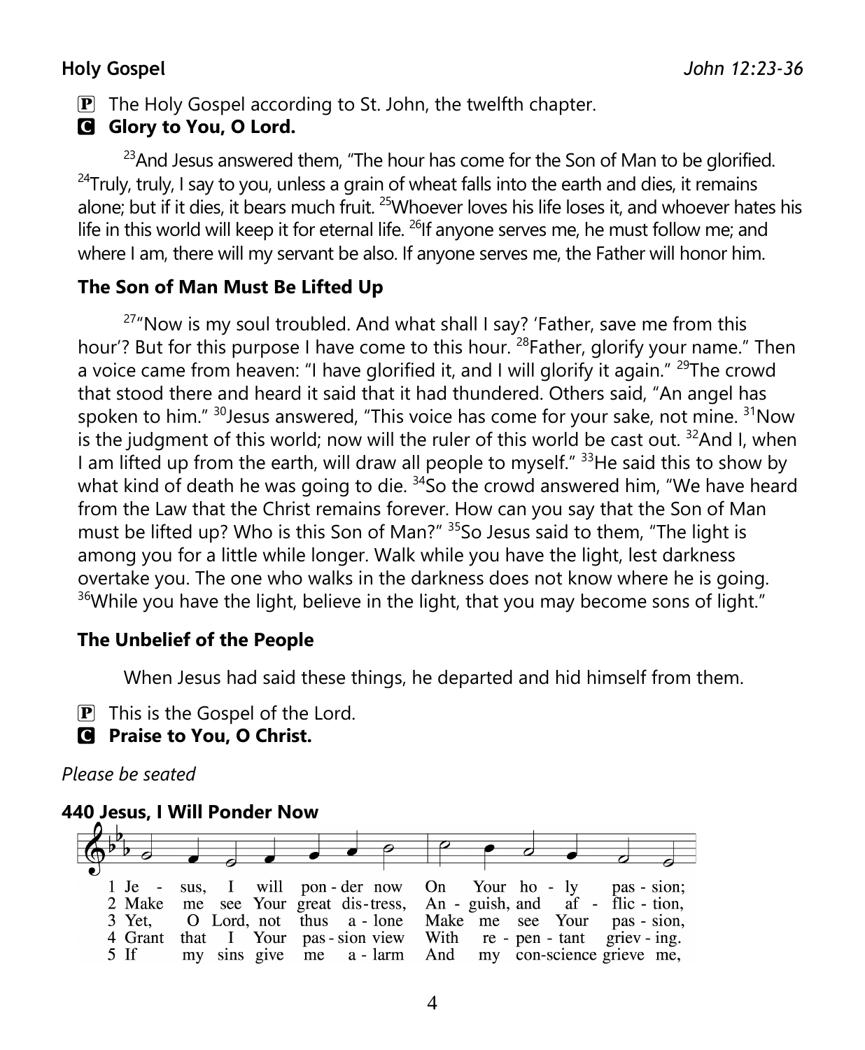**Holy Gospel** *John 12:23-36*

P The Holy Gospel according to St. John, the twelfth chapter.

C **Glory to You, O Lord.**

[23]And Jesus answered them, "The hour has come for the Son of Man to be glorified. [24]Truly, truly, I say to you, unless a grain of wheat falls into the earth and dies, it remains alone; but if it dies, it bears much fruit. [25]Whoever loves his life loses it, and whoever hates his life in this world will keep it for eternal life. [26]If anyone serves me, he must follow me; and where I am, there will my servant be also. If anyone serves me, the Father will honor him.

**The Son of Man Must Be Lifted Up**

[27]"Now is my soul troubled. And what shall I say? 'Father, save me from this hour'? But for this purpose I have come to this hour. [28]Father, glorify your name." Then a voice came from heaven: "I have glorified it, and I will glorify it again." [29]The crowd that stood there and heard it said that it had thundered. Others said, "An angel has spoken to him." [30]Jesus answered, "This voice has come for your sake, not mine. [31]Now is the judgment of this world; now will the ruler of this world be cast out. [32]And I, when I am lifted up from the earth, will draw all people to myself." [33]He said this to show by what kind of death he was going to die. [34]So the crowd answered him, "We have heard from the Law that the Christ remains forever. How can you say that the Son of Man must be lifted up? Who is this Son of Man?" [35]So Jesus said to them, "The light is among you for a little while longer. Walk while you have the light, lest darkness overtake you. The one who walks in the darkness does not know where he is going. [36]While you have the light, believe in the light, that you may become sons of light."

**The Unbelief of the People**

When Jesus had said these things, he departed and hid himself from them.

P This is the Gospel of the Lord.

C **Praise to You, O Christ.**

*Please be seated*

**440 Jesus, I Will Ponder Now**

1 Je - sus, I will pon - der now On Your ho - ly pas - sion;
2 Make me see Your great dis - tress, An - guish, and af - flic - tion,
3 Yet, O Lord, not thus a - lone Make me see Your pas - sion,
4 Grant that I Your pas - sion view With re - pen - tant griev - ing.
5 If my sins give me a - larm And my con-science grieve me,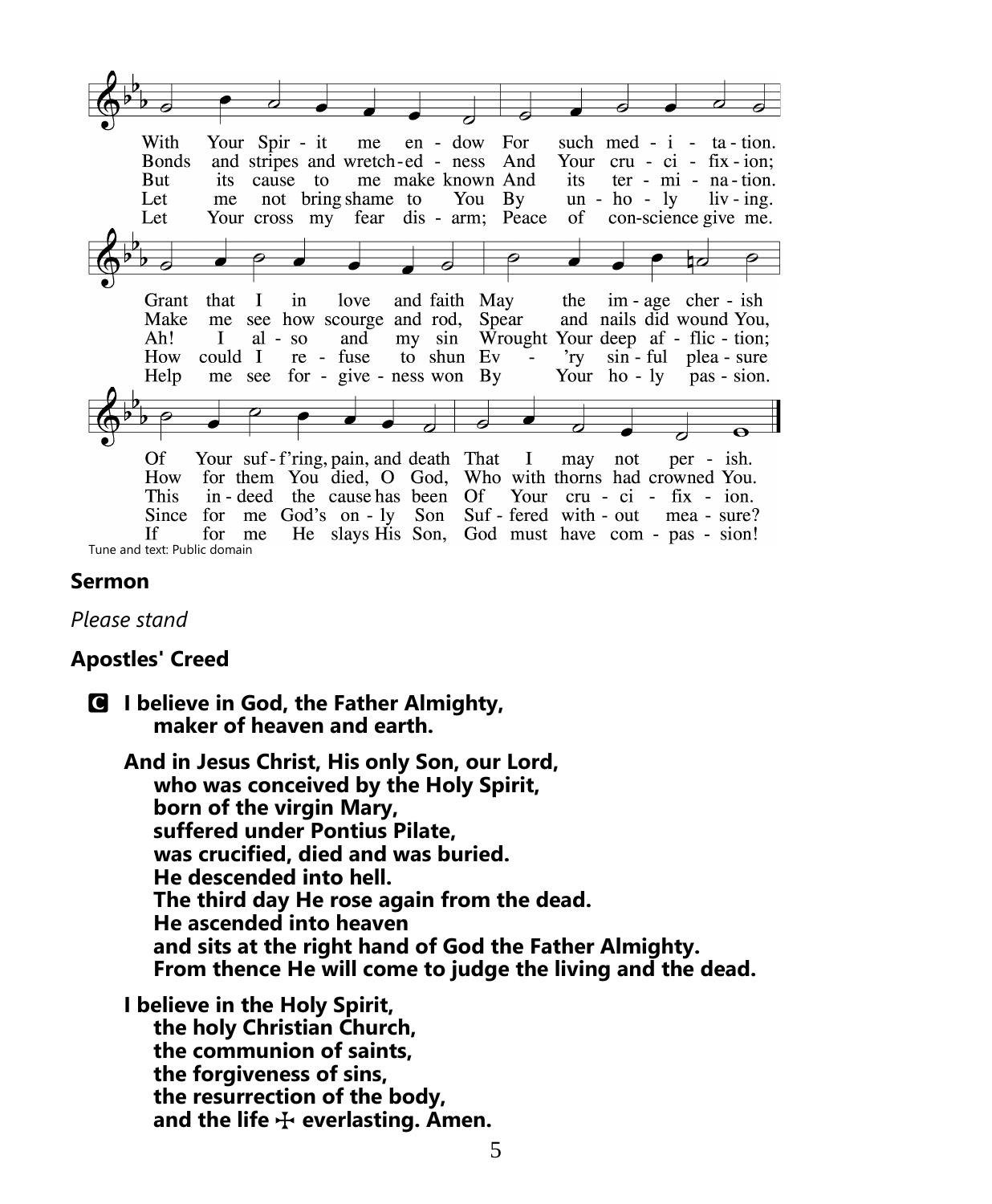With Your Spir - it me en - dow For such med - i - ta - tion.
Bonds and stripes and wretch - ed - ness And Your cru - ci - fix - ion;
But its cause to me make known And its ter - mi - na - tion.
Let me not bring shame to You By un - ho - ly liv - ing.
Let Your cross my fear dis - arm; Peace of con-science give me.

Grant that I in love and faith May the im - age cher - ish
Make me see how scourge and rod, Spear and nails did wound You,
Ah! I al - so and my sin Wrought Your deep af - flic - tion;
How could I re - fuse to shun Ev - 'ry sin - ful plea - sure
Help me see for - give - ness won By Your ho - ly pas - sion.

Of Your suf - f'ring, pain, and death That I may not per - ish.
How for them You died, O God, Who with thorns had crowned You.
This in - deed the cause has been Of Your cru - ci - fix - ion.
Since for me God's on - ly Son Suf - fered with - out mea - sure?
If for me He slays His Son, God must have com - pas - sion!

Tune and text: Public domain

## Sermon

*Please stand*

## Apostles' Creed

**C I believe in God, the Father Almighty,
maker of heaven and earth.**

**And in Jesus Christ, His only Son, our Lord,
who was conceived by the Holy Spirit,
born of the virgin Mary,
suffered under Pontius Pilate,
was crucified, died and was buried.
He descended into hell.
The third day He rose again from the dead.
He ascended into heaven
and sits at the right hand of God the Father Almighty.
From thence He will come to judge the living and the dead.**

**I believe in the Holy Spirit,
the holy Christian Church,
the communion of saints,
the forgiveness of sins,
the resurrection of the body,
and the life ☩ everlasting. Amen.**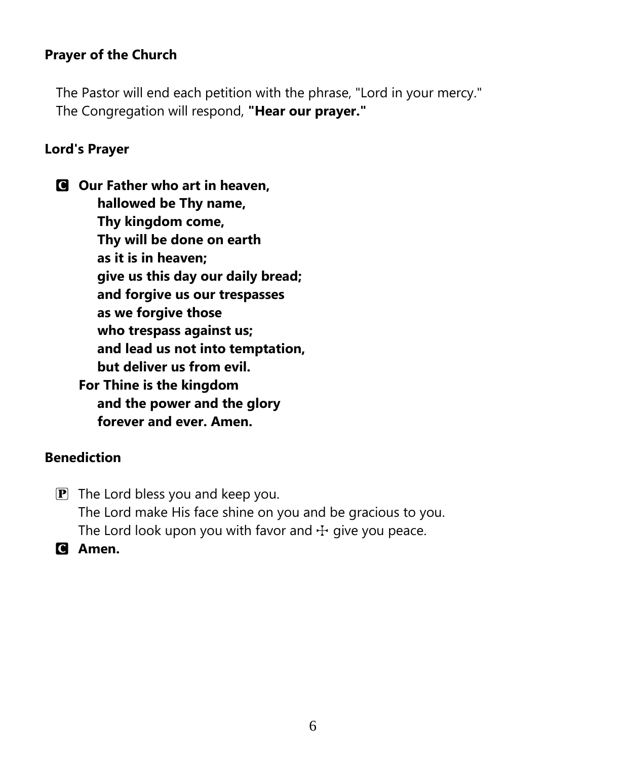**Prayer of the Church**

The Pastor will end each petition with the phrase, "Lord in your mercy."
The Congregation will respond, **"Hear our prayer."**

**Lord's Prayer**

C **Our Father who art in heaven,**
**hallowed be Thy name,**
**Thy kingdom come,**
**Thy will be done on earth**
**as it is in heaven;**
**give us this day our daily bread;**
**and forgive us our trespasses**
**as we forgive those**
**who trespass against us;**
**and lead us not into temptation,**
**but deliver us from evil.**
**For Thine is the kingdom**
**and the power and the glory**
**forever and ever. Amen.**

**Benediction**

P The Lord bless you and keep you.
The Lord make His face shine on you and be gracious to you.
The Lord look upon you with favor and ☩ give you peace.

C **Amen.**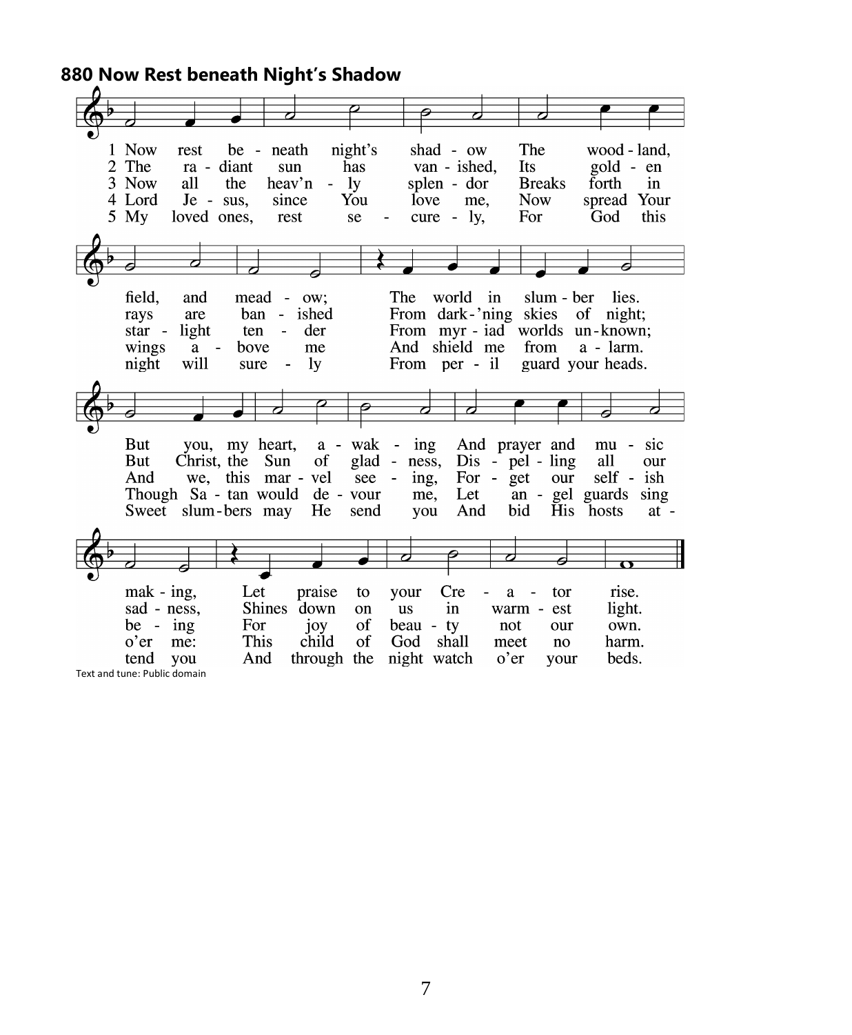## 880 Now Rest beneath Night's Shadow

1 Now rest beneath night's shadow
The woodland, field, and meadow;
The world in slumber lies.
But you, my heart, awaking
And prayer and music making,
Let praise to your Creator rise.

2 The radiant sun has vanished,
Its golden rays are banished
From dark'ning skies of night;
But Christ, the Sun of gladness,
Dispelling all our sadness,
Shines down on us in warmest light.

3 Now all the heav'nly splendor
Breaks forth in starlight tender
From myriad worlds unknown;
And we, this marvel seeing,
Forget our selfish being
For joy of beauty not our own.

4 Lord Jesus, since You love me,
Now spread Your wings above me
And shield me from alarm.
Though Satan would devour me,
Let angel guards sing o'er me:
This child of God shall meet no harm.

5 My loved ones, rest securely,
For God this night will surely
From peril guard your heads.
Sweet slumbers may He send you
And bid His hosts attend you
And through the night watch o'er your beds.

Text and tune: Public domain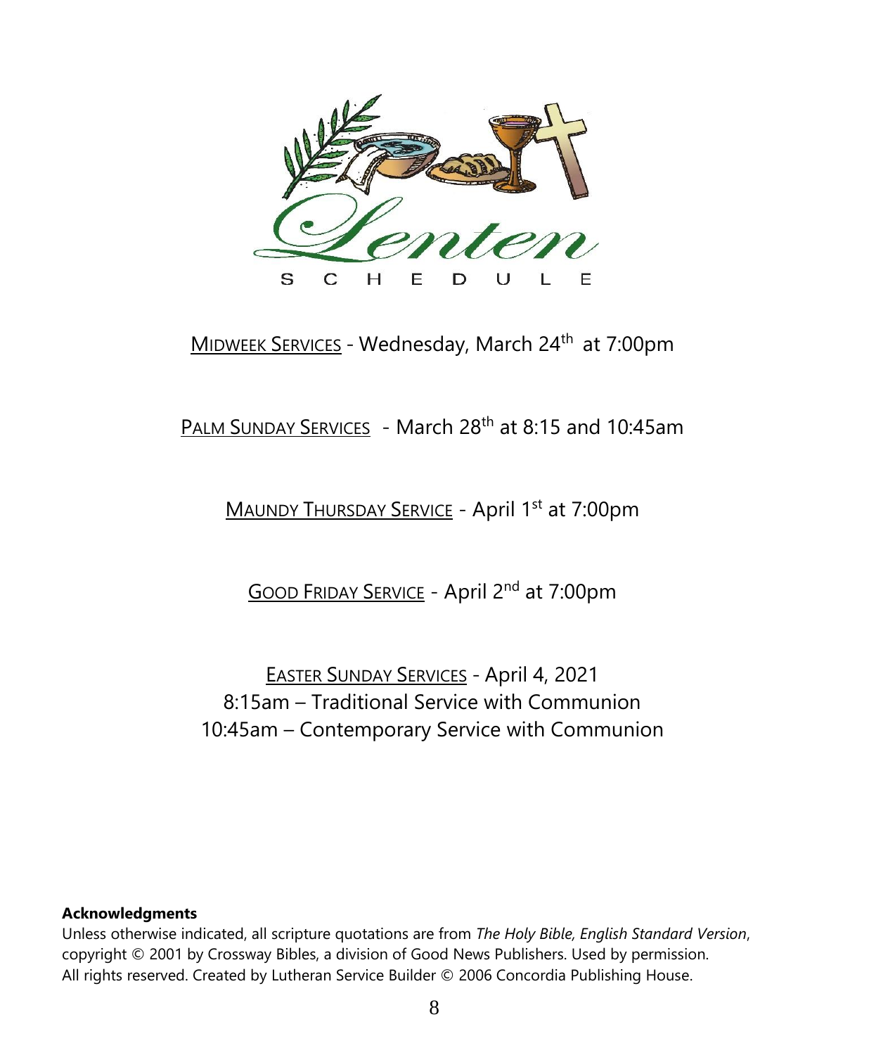# Lenten

## SCHEDULE

MIDWEEK SERVICES - Wednesday, March 24th at 7:00pm

PALM SUNDAY SERVICES - March 28th at 8:15 and 10:45am

MAUNDY THURSDAY SERVICE - April 1st at 7:00pm

GOOD FRIDAY SERVICE - April 2nd at 7:00pm

EASTER SUNDAY SERVICES - April 4, 2021
8:15am – Traditional Service with Communion
10:45am – Contemporary Service with Communion

**Acknowledgments**
Unless otherwise indicated, all scripture quotations are from *The Holy Bible, English Standard Version*, copyright © 2001 by Crossway Bibles, a division of Good News Publishers. Used by permission. All rights reserved. Created by Lutheran Service Builder © 2006 Concordia Publishing House.